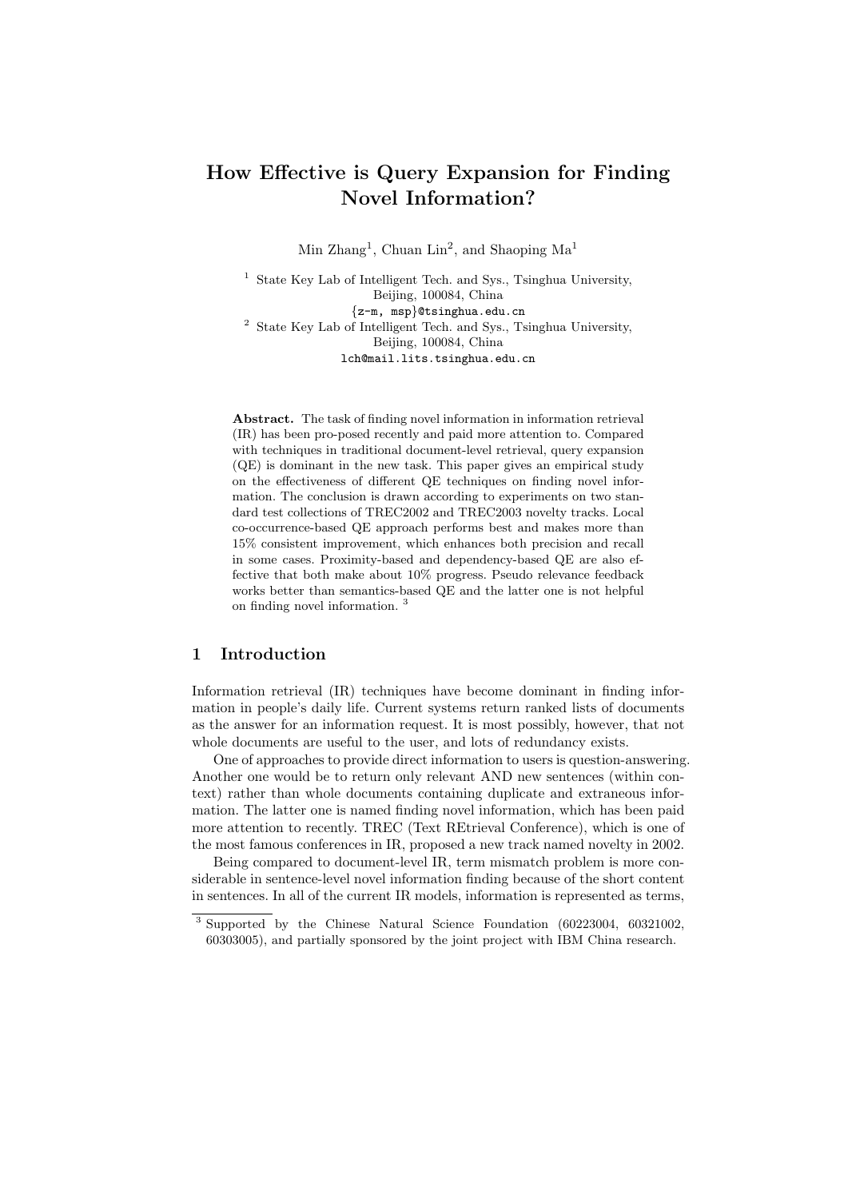# How Effective is Query Expansion for Finding Novel Information?

Min Zhang[1], Chuan Lin[2], and Shaoping Ma[1]

[1] State Key Lab of Intelligent Tech. and Sys., Tsinghua University, Beijing, 100084, China
{z-m, msp}@tsinghua.edu.cn

[2] State Key Lab of Intelligent Tech. and Sys., Tsinghua University, Beijing, 100084, China
lch@mail.lits.tsinghua.edu.cn

**Abstract.** The task of finding novel information in information retrieval (IR) has been pro-posed recently and paid more attention to. Compared with techniques in traditional document-level retrieval, query expansion (QE) is dominant in the new task. This paper gives an empirical study on the effectiveness of different QE techniques on finding novel information. The conclusion is drawn according to experiments on two standard test collections of TREC2002 and TREC2003 novelty tracks. Local co-occurrence-based QE approach performs best and makes more than 15% consistent improvement, which enhances both precision and recall in some cases. Proximity-based and dependency-based QE are also effective that both make about 10% progress. Pseudo relevance feedback works better than semantics-based QE and the latter one is not helpful on finding novel information. [3]

## 1 Introduction

Information retrieval (IR) techniques have become dominant in finding information in people's daily life. Current systems return ranked lists of documents as the answer for an information request. It is most possibly, however, that not whole documents are useful to the user, and lots of redundancy exists.

One of approaches to provide direct information to users is question-answering. Another one would be to return only relevant AND new sentences (within context) rather than whole documents containing duplicate and extraneous information. The latter one is named finding novel information, which has been paid more attention to recently. TREC (Text REtrieval Conference), which is one of the most famous conferences in IR, proposed a new track named novelty in 2002.

Being compared to document-level IR, term mismatch problem is more considerable in sentence-level novel information finding because of the short content in sentences. In all of the current IR models, information is represented as terms,

[3] Supported by the Chinese Natural Science Foundation (60223004, 60321002, 60303005), and partially sponsored by the joint project with IBM China research.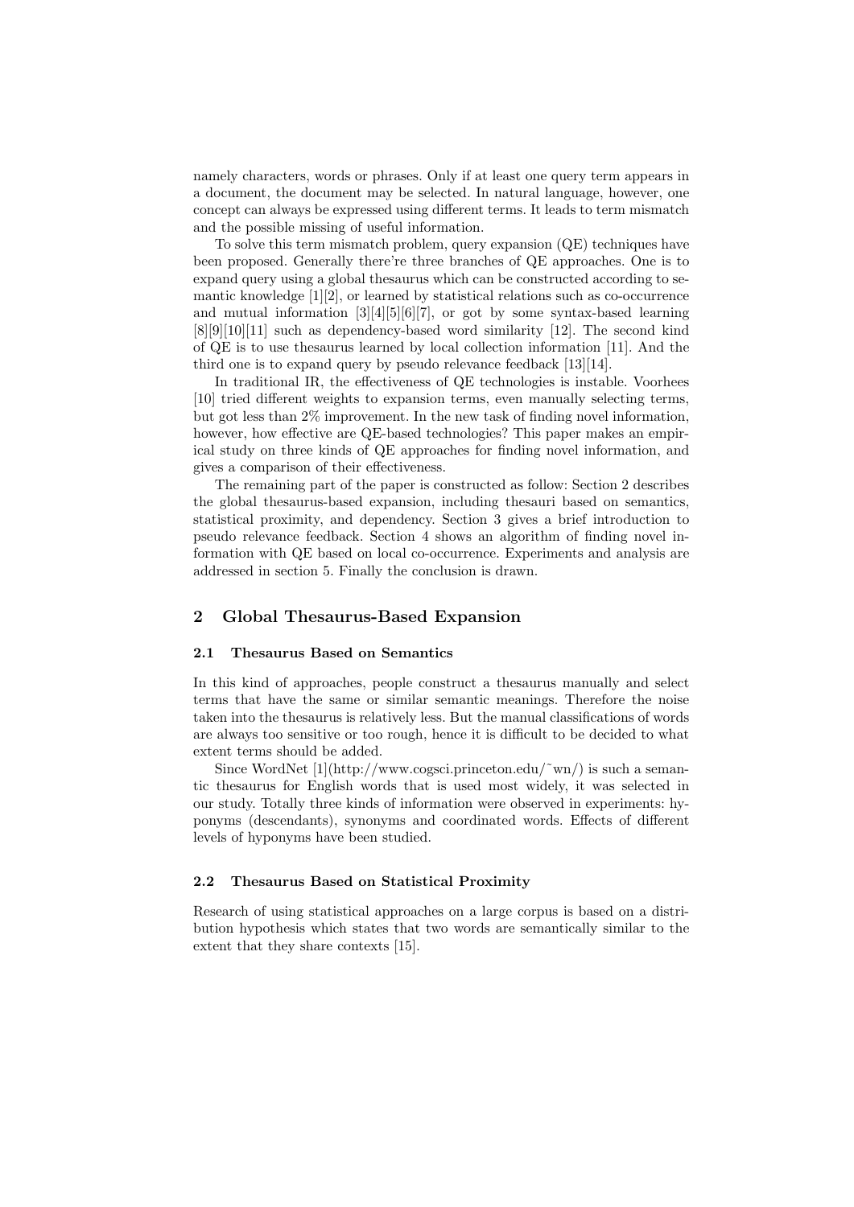namely characters, words or phrases. Only if at least one query term appears in a document, the document may be selected. In natural language, however, one concept can always be expressed using different terms. It leads to term mismatch and the possible missing of useful information.

To solve this term mismatch problem, query expansion (QE) techniques have been proposed. Generally there're three branches of QE approaches. One is to expand query using a global thesaurus which can be constructed according to semantic knowledge [1][2], or learned by statistical relations such as co-occurrence and mutual information [3][4][5][6][7], or got by some syntax-based learning [8][9][10][11] such as dependency-based word similarity [12]. The second kind of QE is to use thesaurus learned by local collection information [11]. And the third one is to expand query by pseudo relevance feedback [13][14].

In traditional IR, the effectiveness of QE technologies is instable. Voorhees [10] tried different weights to expansion terms, even manually selecting terms, but got less than 2% improvement. In the new task of finding novel information, however, how effective are QE-based technologies? This paper makes an empirical study on three kinds of QE approaches for finding novel information, and gives a comparison of their effectiveness.

The remaining part of the paper is constructed as follow: Section 2 describes the global thesaurus-based expansion, including thesauri based on semantics, statistical proximity, and dependency. Section 3 gives a brief introduction to pseudo relevance feedback. Section 4 shows an algorithm of finding novel information with QE based on local co-occurrence. Experiments and analysis are addressed in section 5. Finally the conclusion is drawn.

## 2 Global Thesaurus-Based Expansion

### 2.1 Thesaurus Based on Semantics

In this kind of approaches, people construct a thesaurus manually and select terms that have the same or similar semantic meanings. Therefore the noise taken into the thesaurus is relatively less. But the manual classifications of words are always too sensitive or too rough, hence it is difficult to be decided to what extent terms should be added.

Since WordNet [1](http://www.cogsci.princeton.edu/~wn/) is such a semantic thesaurus for English words that is used most widely, it was selected in our study. Totally three kinds of information were observed in experiments: hyponyms (descendants), synonyms and coordinated words. Effects of different levels of hyponyms have been studied.

### 2.2 Thesaurus Based on Statistical Proximity

Research of using statistical approaches on a large corpus is based on a distribution hypothesis which states that two words are semantically similar to the extent that they share contexts [15].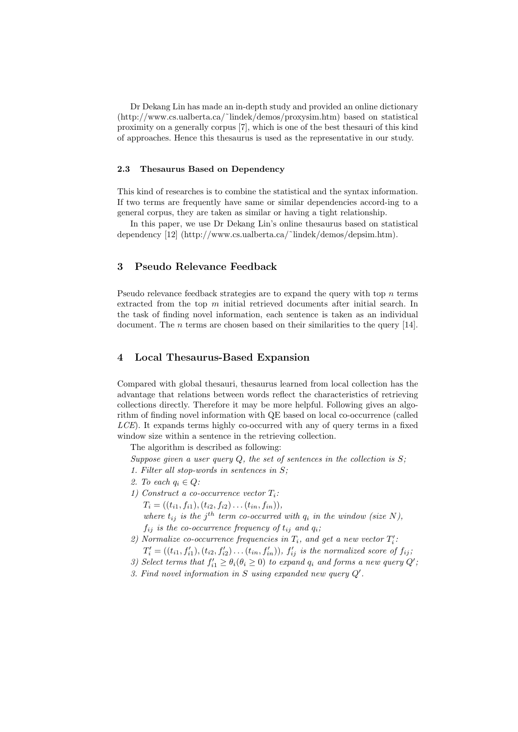Dr Dekang Lin has made an in-depth study and provided an online dictionary (http://www.cs.ualberta.ca/˜lindek/demos/proxysim.htm) based on statistical proximity on a generally corpus [7], which is one of the best thesauri of this kind of approaches. Hence this thesaurus is used as the representative in our study.

### 2.3 Thesaurus Based on Dependency

This kind of researches is to combine the statistical and the syntax information. If two terms are frequently have same or similar dependencies accord-ing to a general corpus, they are taken as similar or having a tight relationship.

In this paper, we use Dr Dekang Lin's online thesaurus based on statistical dependency [12] (http://www.cs.ualberta.ca/˜lindek/demos/depsim.htm).

## 3 Pseudo Relevance Feedback

Pseudo relevance feedback strategies are to expand the query with top $n$ terms extracted from the top $m$ initial retrieved documents after initial search. In the task of finding novel information, each sentence is taken as an individual document. The $n$ terms are chosen based on their similarities to the query [14].

## 4 Local Thesaurus-Based Expansion

Compared with global thesauri, thesaurus learned from local collection has the advantage that relations between words reflect the characteristics of retrieving collections directly. Therefore it may be more helpful. Following gives an algorithm of finding novel information with QE based on local co-occurrence (called *LCE*). It expands terms highly co-occurred with any of query terms in a fixed window size within a sentence in the retrieving collection.

The algorithm is described as following:

*Suppose given a user query $Q$, the set of sentences in the collection is $S$;*

*1. Filter all stop-words in sentences in $S$;*

*2. To each $q_i \in Q$:*

*1) Construct a co-occurrence vector $T_i$:*

$T_i = ((t_{i1}, f_{i1}), (t_{i2}, f_{i2}) \ldots (t_{in}, f_{in}))$,

*where $t_{ij}$ is the $j^{th}$ term co-occurred with $q_i$ in the window (size $N$),*

*$f_{ij}$ is the co-occurrence frequency of $t_{ij}$ and $q_i$;*

*2) Normalize co-occurrence frequencies in $T_i$, and get a new vector $T'_i$:*

$T'_i = ((t_{i1}, f'_{i1}), (t_{i2}, f'_{i2}) \ldots (t_{in}, f'_{in}))$, *$f'_{ij}$ is the normalized score of $f_{ij}$;*

*3) Select terms that $f'_{i1} \geq \theta_i (\theta_i \geq 0)$ to expand $q_i$ and forms a new query $Q'$;*

*3. Find novel information in $S$ using expanded new query $Q'$.*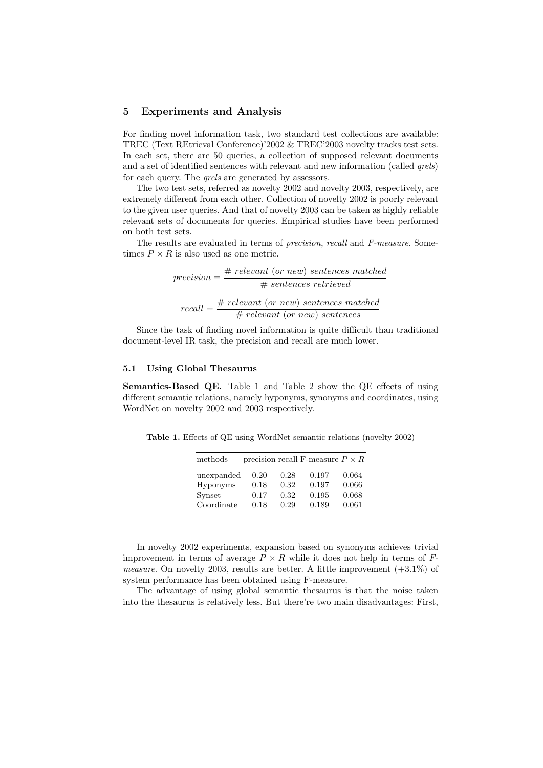## 5 Experiments and Analysis

For finding novel information task, two standard test collections are available: TREC (Text REtrieval Conference)'2002 & TREC'2003 novelty tracks test sets. In each set, there are 50 queries, a collection of supposed relevant documents and a set of identified sentences with relevant and new information (called *qrels*) for each query. The *qrels* are generated by assessors.

The two test sets, referred as novelty 2002 and novelty 2003, respectively, are extremely different from each other. Collection of novelty 2002 is poorly relevant to the given user queries. And that of novelty 2003 can be taken as highly reliable relevant sets of documents for queries. Empirical studies have been performed on both test sets.

The results are evaluated in terms of *precision*, *recall* and *F-measure*. Sometimes $P \times R$ is also used as one metric.

$$precision = \frac{\#\ relevant\ (or\ new)\ sentences\ matched}{\#\ sentences\ retrieved}$$

$$recall = \frac{\#\ relevant\ (or\ new)\ sentences\ matched}{\#\ relevant\ (or\ new)\ sentences}$$

Since the task of finding novel information is quite difficult than traditional document-level IR task, the precision and recall are much lower.

### 5.1 Using Global Thesaurus

**Semantics-Based QE.** Table 1 and Table 2 show the QE effects of using different semantic relations, namely hyponyms, synonyms and coordinates, using WordNet on novelty 2002 and 2003 respectively.

**Table 1.** Effects of QE using WordNet semantic relations (novelty 2002)

| methods | precision | recall | F-measure | $P \times R$ |
|---|---|---|---|---|
| unexpanded | 0.20 | 0.28 | 0.197 | 0.064 |
| Hyponyms | 0.18 | 0.32 | 0.197 | 0.066 |
| Synset | 0.17 | 0.32 | 0.195 | 0.068 |
| Coordinate | 0.18 | 0.29 | 0.189 | 0.061 |

In novelty 2002 experiments, expansion based on synonyms achieves trivial improvement in terms of average $P \times R$ while it does not help in terms of *F-measure*. On novelty 2003, results are better. A little improvement (+3.1%) of system performance has been obtained using F-measure.

The advantage of using global semantic thesaurus is that the noise taken into the thesaurus is relatively less. But there're two main disadvantages: First,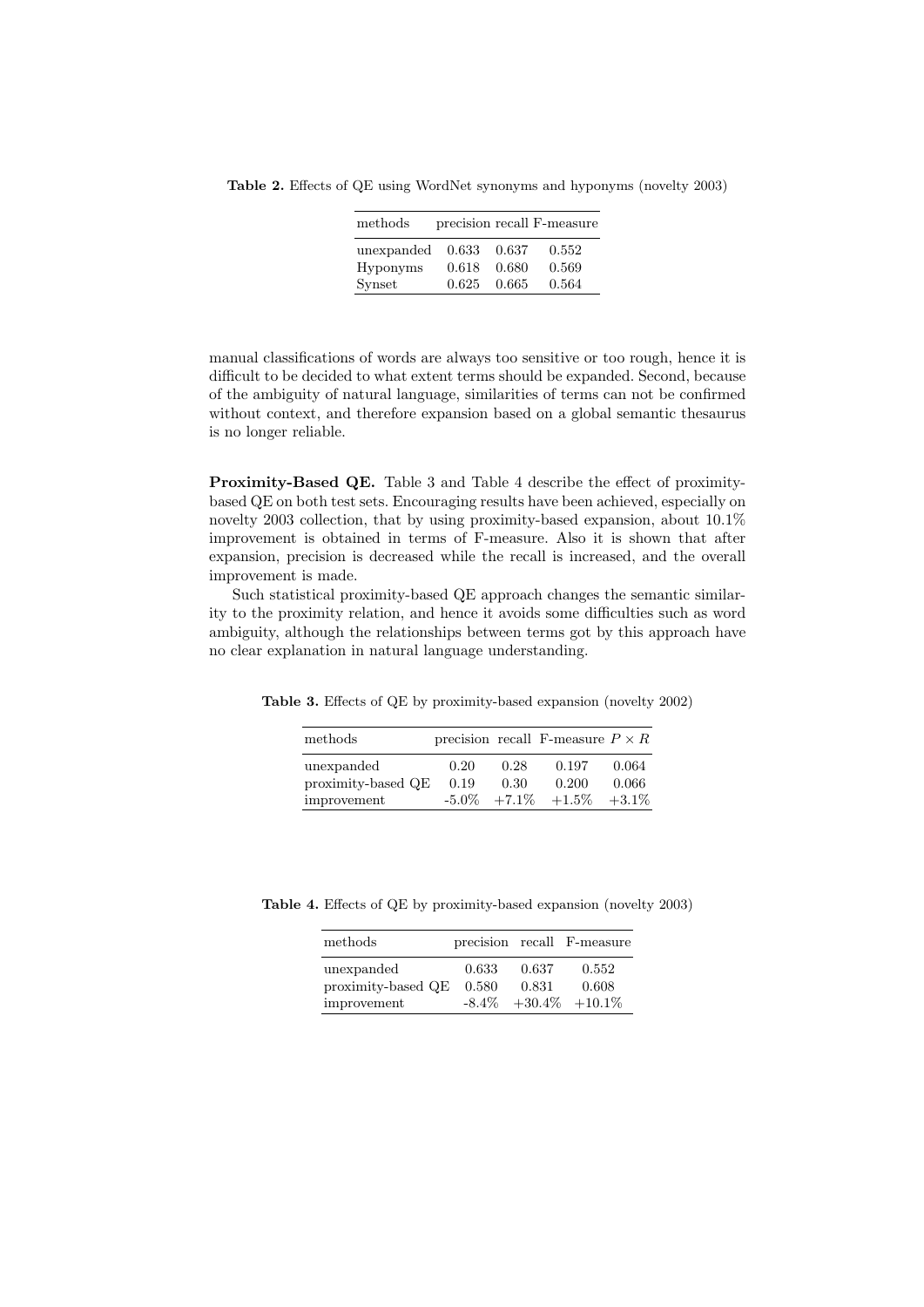**Table 2.** Effects of QE using WordNet synonyms and hyponyms (novelty 2003)

| methods | precision | recall | F-measure |
|---|---|---|---|
| unexpanded | 0.633 | 0.637 | 0.552 |
| Hyponyms | 0.618 | 0.680 | 0.569 |
| Synset | 0.625 | 0.665 | 0.564 |

manual classifications of words are always too sensitive or too rough, hence it is difficult to be decided to what extent terms should be expanded. Second, because of the ambiguity of natural language, similarities of terms can not be confirmed without context, and therefore expansion based on a global semantic thesaurus is no longer reliable.

**Proximity-Based QE.** Table 3 and Table 4 describe the effect of proximity-based QE on both test sets. Encouraging results have been achieved, especially on novelty 2003 collection, that by using proximity-based expansion, about 10.1% improvement is obtained in terms of F-measure. Also it is shown that after expansion, precision is decreased while the recall is increased, and the overall improvement is made.

Such statistical proximity-based QE approach changes the semantic similarity to the proximity relation, and hence it avoids some difficulties such as word ambiguity, although the relationships between terms got by this approach have no clear explanation in natural language understanding.

**Table 3.** Effects of QE by proximity-based expansion (novelty 2002)

| methods | precision | recall | F-measure | $P \times R$ |
|---|---|---|---|---|
| unexpanded | 0.20 | 0.28 | 0.197 | 0.064 |
| proximity-based QE | 0.19 | 0.30 | 0.200 | 0.066 |
| improvement | -5.0% | +7.1% | +1.5% | +3.1% |

**Table 4.** Effects of QE by proximity-based expansion (novelty 2003)

| methods | precision | recall | F-measure |
|---|---|---|---|
| unexpanded | 0.633 | 0.637 | 0.552 |
| proximity-based QE | 0.580 | 0.831 | 0.608 |
| improvement | -8.4% | +30.4% | +10.1% |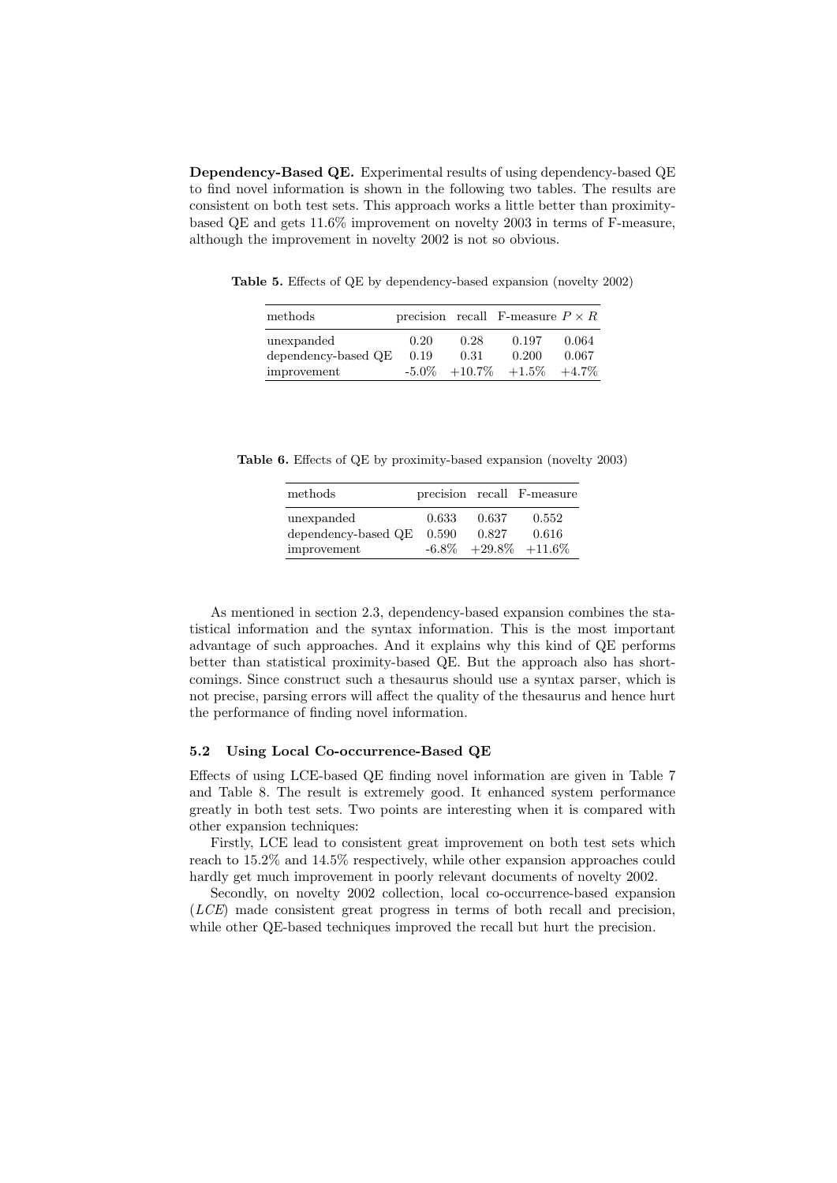**Dependency-Based QE.** Experimental results of using dependency-based QE to find novel information is shown in the following two tables. The results are consistent on both test sets. This approach works a little better than proximity-based QE and gets 11.6% improvement on novelty 2003 in terms of F-measure, although the improvement in novelty 2002 is not so obvious.

**Table 5.** Effects of QE by dependency-based expansion (novelty 2002)

| methods | precision | recall | F-measure | $P \times R$ |
|---|---|---|---|---|
| unexpanded | 0.20 | 0.28 | 0.197 | 0.064 |
| dependency-based QE | 0.19 | 0.31 | 0.200 | 0.067 |
| improvement | -5.0% | +10.7% | +1.5% | +4.7% |

**Table 6.** Effects of QE by proximity-based expansion (novelty 2003)

| methods | precision | recall | F-measure |
|---|---|---|---|
| unexpanded | 0.633 | 0.637 | 0.552 |
| dependency-based QE | 0.590 | 0.827 | 0.616 |
| improvement | -6.8% | +29.8% | +11.6% |

As mentioned in section 2.3, dependency-based expansion combines the statistical information and the syntax information. This is the most important advantage of such approaches. And it explains why this kind of QE performs better than statistical proximity-based QE. But the approach also has shortcomings. Since construct such a thesaurus should use a syntax parser, which is not precise, parsing errors will affect the quality of the thesaurus and hence hurt the performance of finding novel information.

### 5.2 Using Local Co-occurrence-Based QE

Effects of using LCE-based QE finding novel information are given in Table 7 and Table 8. The result is extremely good. It enhanced system performance greatly in both test sets. Two points are interesting when it is compared with other expansion techniques:

Firstly, LCE lead to consistent great improvement on both test sets which reach to 15.2% and 14.5% respectively, while other expansion approaches could hardly get much improvement in poorly relevant documents of novelty 2002.

Secondly, on novelty 2002 collection, local co-occurrence-based expansion (*LCE*) made consistent great progress in terms of both recall and precision, while other QE-based techniques improved the recall but hurt the precision.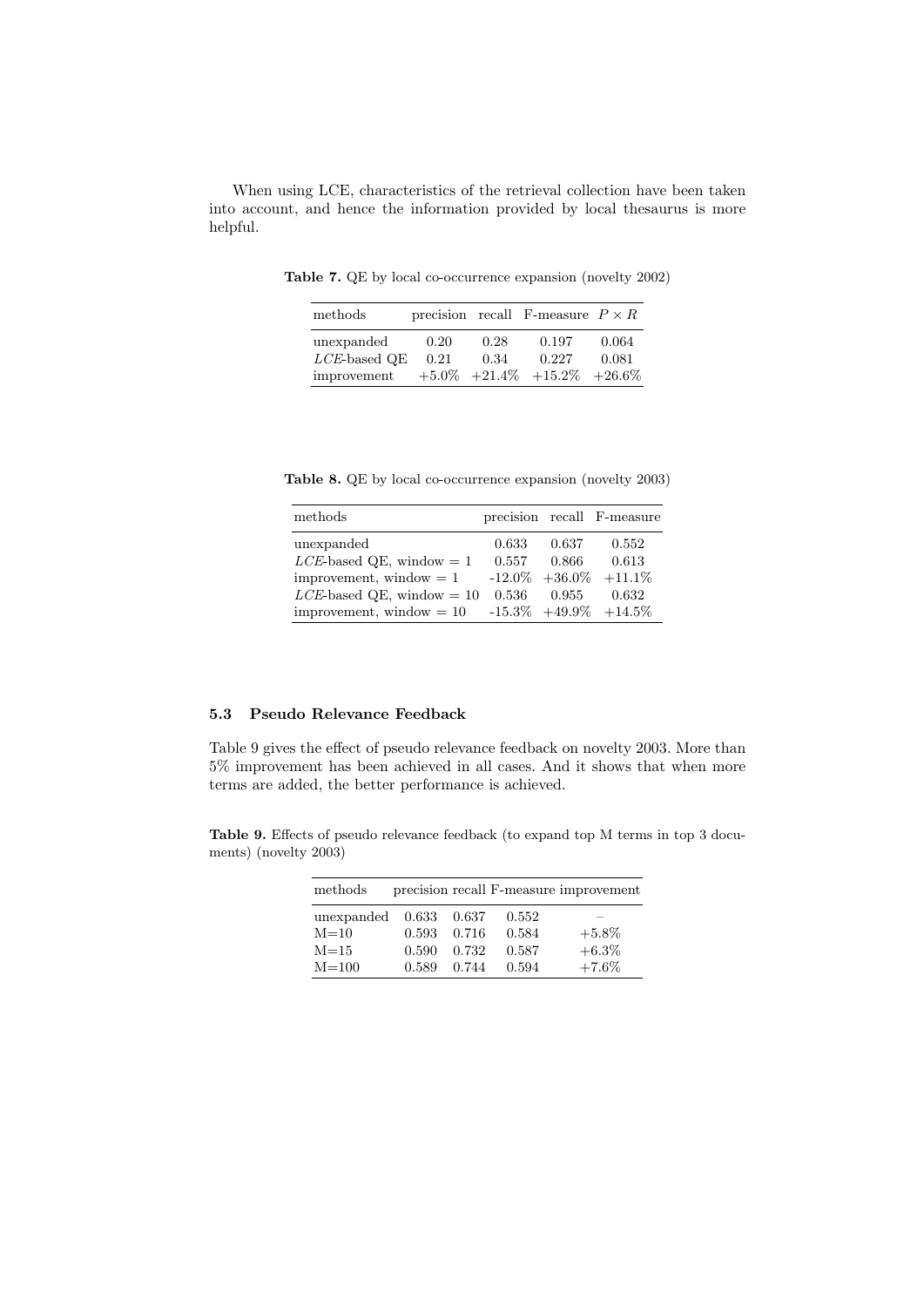When using LCE, characteristics of the retrieval collection have been taken into account, and hence the information provided by local thesaurus is more helpful.

**Table 7.** QE by local co-occurrence expansion (novelty 2002)

| methods | precision | recall | F-measure | $P \times R$ |
|---|---|---|---|---|
| unexpanded | 0.20 | 0.28 | 0.197 | 0.064 |
| *LCE*-based QE | 0.21 | 0.34 | 0.227 | 0.081 |
| improvement | +5.0% | +21.4% | +15.2% | +26.6% |

**Table 8.** QE by local co-occurrence expansion (novelty 2003)

| methods | precision | recall | F-measure |
|---|---|---|---|
| unexpanded | 0.633 | 0.637 | 0.552 |
| *LCE*-based QE, window = 1 | 0.557 | 0.866 | 0.613 |
| improvement, window = 1 | -12.0% | +36.0% | +11.1% |
| *LCE*-based QE, window = 10 | 0.536 | 0.955 | 0.632 |
| improvement, window = 10 | -15.3% | +49.9% | +14.5% |

### 5.3 Pseudo Relevance Feedback

Table 9 gives the effect of pseudo relevance feedback on novelty 2003. More than 5% improvement has been achieved in all cases. And it shows that when more terms are added, the better performance is achieved.

**Table 9.** Effects of pseudo relevance feedback (to expand top M terms in top 3 documents) (novelty 2003)

| methods | precision | recall | F-measure | improvement |
|---|---|---|---|---|
| unexpanded | 0.633 | 0.637 | 0.552 | – |
| M=10 | 0.593 | 0.716 | 0.584 | +5.8% |
| M=15 | 0.590 | 0.732 | 0.587 | +6.3% |
| M=100 | 0.589 | 0.744 | 0.594 | +7.6% |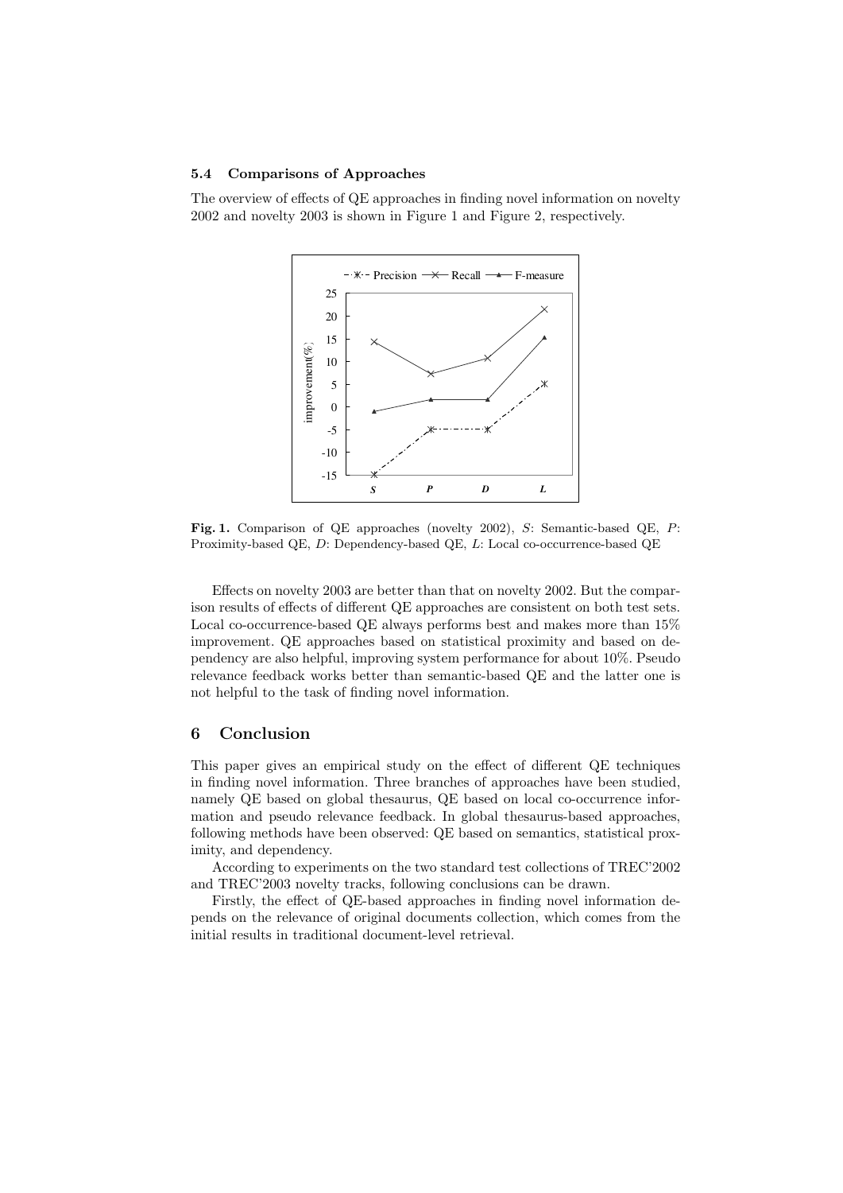### 5.4 Comparisons of Approaches

The overview of effects of QE approaches in finding novel information on novelty 2002 and novelty 2003 is shown in Figure 1 and Figure 2, respectively.

**Fig. 1.** Comparison of QE approaches (novelty 2002), *S*: Semantic-based QE, *P*: Proximity-based QE, *D*: Dependency-based QE, *L*: Local co-occurrence-based QE

Effects on novelty 2003 are better than that on novelty 2002. But the comparison results of effects of different QE approaches are consistent on both test sets. Local co-occurrence-based QE always performs best and makes more than 15% improvement. QE approaches based on statistical proximity and based on dependency are also helpful, improving system performance for about 10%. Pseudo relevance feedback works better than semantic-based QE and the latter one is not helpful to the task of finding novel information.

## 6 Conclusion

This paper gives an empirical study on the effect of different QE techniques in finding novel information. Three branches of approaches have been studied, namely QE based on global thesaurus, QE based on local co-occurrence information and pseudo relevance feedback. In global thesaurus-based approaches, following methods have been observed: QE based on semantics, statistical proximity, and dependency.

According to experiments on the two standard test collections of TREC'2002 and TREC'2003 novelty tracks, following conclusions can be drawn.

Firstly, the effect of QE-based approaches in finding novel information depends on the relevance of original documents collection, which comes from the initial results in traditional document-level retrieval.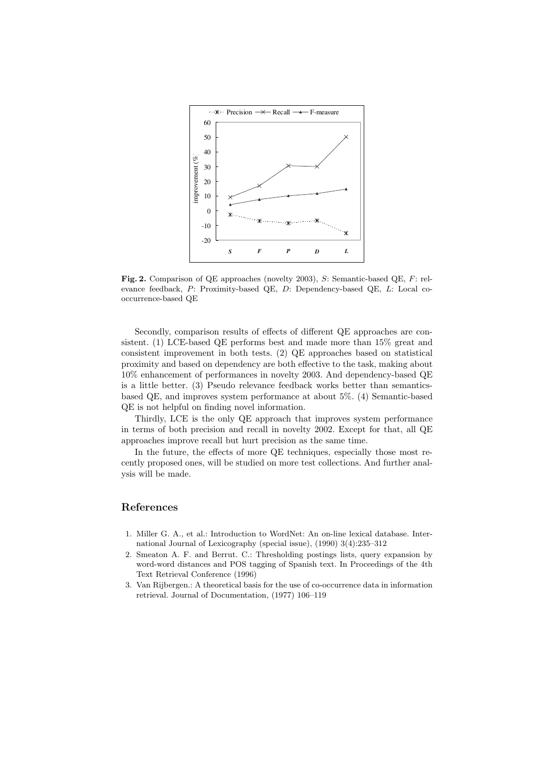**Fig. 2.** Comparison of QE approaches (novelty 2003), *S*: Semantic-based QE, *F*: relevance feedback, *P*: Proximity-based QE, *D*: Dependency-based QE, *L*: Local co-occurrence-based QE

Secondly, comparison results of effects of different QE approaches are consistent. (1) LCE-based QE performs best and made more than 15% great and consistent improvement in both tests. (2) QE approaches based on statistical proximity and based on dependency are both effective to the task, making about 10% enhancement of performances in novelty 2003. And dependency-based QE is a little better. (3) Pseudo relevance feedback works better than semantics-based QE, and improves system performance at about 5%. (4) Semantic-based QE is not helpful on finding novel information.

Thirdly, LCE is the only QE approach that improves system performance in terms of both precision and recall in novelty 2002. Except for that, all QE approaches improve recall but hurt precision as the same time.

In the future, the effects of more QE techniques, especially those most recently proposed ones, will be studied on more test collections. And further analysis will be made.

## References

1. Miller G. A., et al.: Introduction to WordNet: An on-line lexical database. International Journal of Lexicography (special issue), (1990) 3(4):235–312
2. Smeaton A. F. and Berrut. C.: Thresholding postings lists, query expansion by word-word distances and POS tagging of Spanish text. In Proceedings of the 4th Text Retrieval Conference (1996)
3. Van Rijbergen.: A theoretical basis for the use of co-occurrence data in information retrieval. Journal of Documentation, (1977) 106–119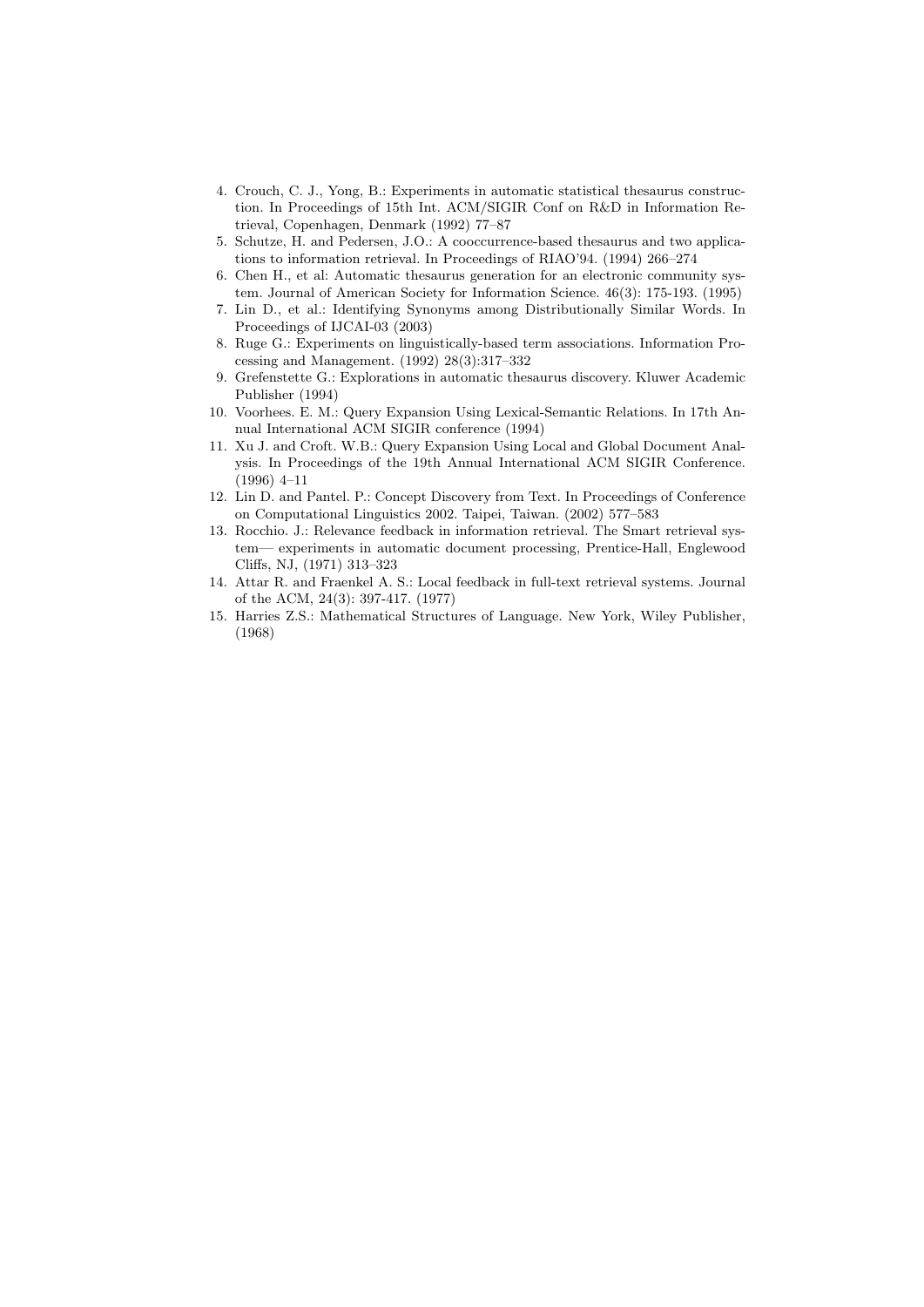4. Crouch, C. J., Yong, B.: Experiments in automatic statistical thesaurus construction. In Proceedings of 15th Int. ACM/SIGIR Conf on R&D in Information Retrieval, Copenhagen, Denmark (1992) 77–87
5. Schutze, H. and Pedersen, J.O.: A cooccurrence-based thesaurus and two applications to information retrieval. In Proceedings of RIAO'94. (1994) 266–274
6. Chen H., et al: Automatic thesaurus generation for an electronic community system. Journal of American Society for Information Science. 46(3): 175-193. (1995)
7. Lin D., et al.: Identifying Synonyms among Distributionally Similar Words. In Proceedings of IJCAI-03 (2003)
8. Ruge G.: Experiments on linguistically-based term associations. Information Processing and Management. (1992) 28(3):317–332
9. Grefenstette G.: Explorations in automatic thesaurus discovery. Kluwer Academic Publisher (1994)
10. Voorhees. E. M.: Query Expansion Using Lexical-Semantic Relations. In 17th Annual International ACM SIGIR conference (1994)
11. Xu J. and Croft. W.B.: Query Expansion Using Local and Global Document Analysis. In Proceedings of the 19th Annual International ACM SIGIR Conference. (1996) 4–11
12. Lin D. and Pantel. P.: Concept Discovery from Text. In Proceedings of Conference on Computational Linguistics 2002. Taipei, Taiwan. (2002) 577–583
13. Rocchio. J.: Relevance feedback in information retrieval. The Smart retrieval system— experiments in automatic document processing, Prentice-Hall, Englewood Cliffs, NJ, (1971) 313–323
14. Attar R. and Fraenkel A. S.: Local feedback in full-text retrieval systems. Journal of the ACM, 24(3): 397-417. (1977)
15. Harries Z.S.: Mathematical Structures of Language. New York, Wiley Publisher, (1968)